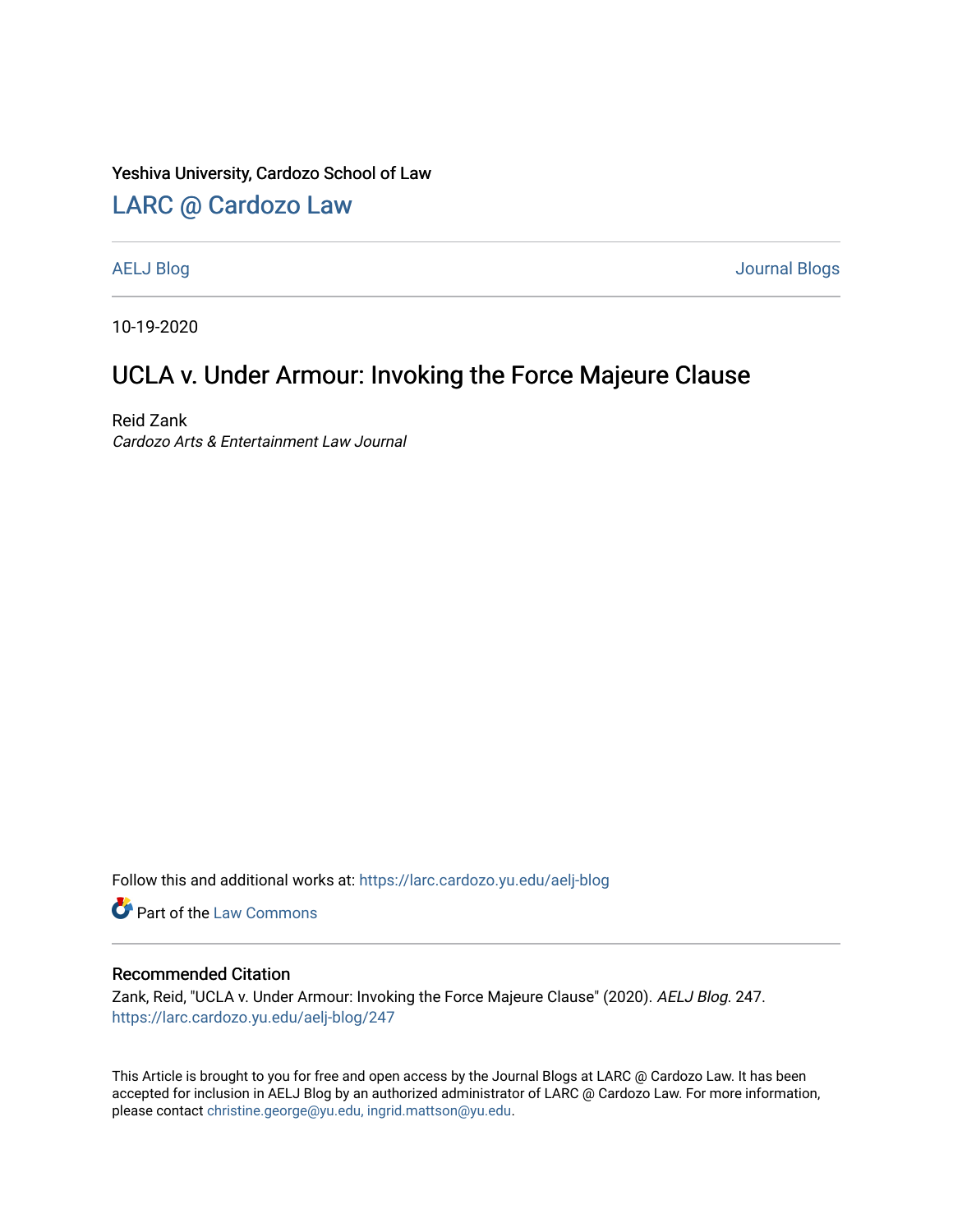Yeshiva University, Cardozo School of Law

## LARC @ Cardozo Law

AELJ Blog | Journal Blogs

10-19-2020

# UCLA v. Under Armour: Invoking the Force Majeure Clause

Reid Zank
*Cardozo Arts & Entertainment Law Journal*

Follow this and additional works at: https://larc.cardozo.yu.edu/aelj-blog

Part of the Law Commons

### Recommended Citation

Zank, Reid, "UCLA v. Under Armour: Invoking the Force Majeure Clause" (2020). *AELJ Blog*. 247.
https://larc.cardozo.yu.edu/aelj-blog/247

This Article is brought to you for free and open access by the Journal Blogs at LARC @ Cardozo Law. It has been accepted for inclusion in AELJ Blog by an authorized administrator of LARC @ Cardozo Law. For more information, please contact christine.george@yu.edu, ingrid.mattson@yu.edu.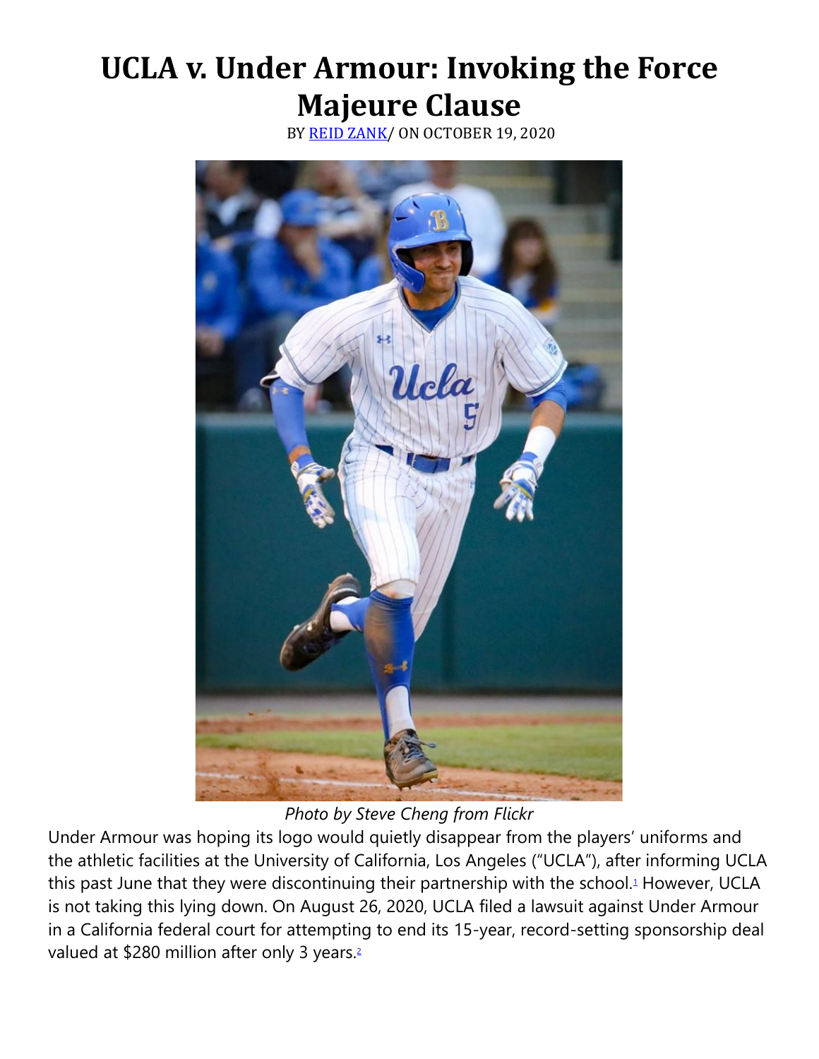# UCLA v. Under Armour: Invoking the Force Majeure Clause

BY [REID ZANK](#)/ ON OCTOBER 19, 2020

*Photo by Steve Cheng from Flickr*

Under Armour was hoping its logo would quietly disappear from the players' uniforms and the athletic facilities at the University of California, Los Angeles ("UCLA"), after informing UCLA this past June that they were discontinuing their partnership with the school.[1] However, UCLA is not taking this lying down. On August 26, 2020, UCLA filed a lawsuit against Under Armour in a California federal court for attempting to end its 15-year, record-setting sponsorship deal valued at $280 million after only 3 years.[2]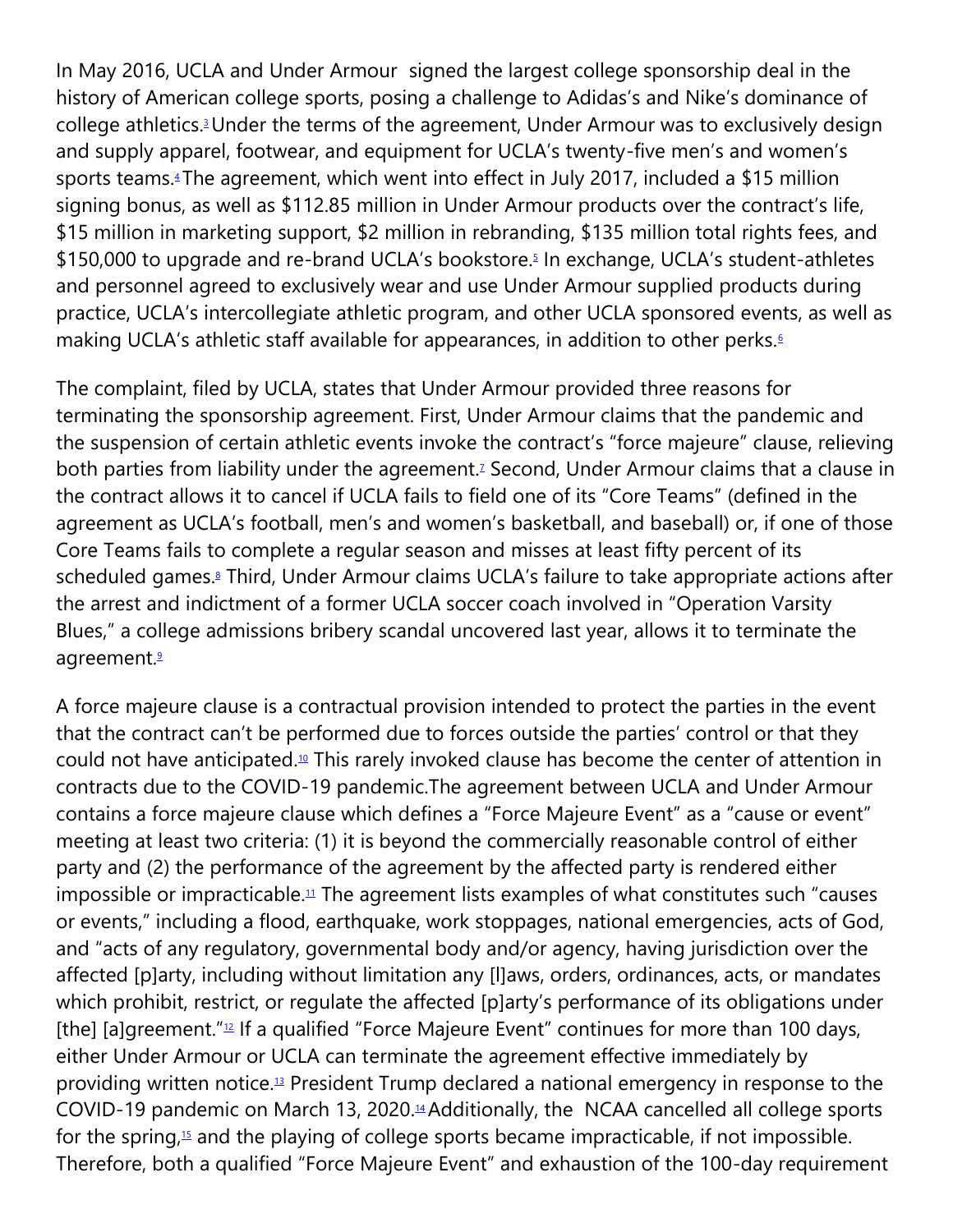In May 2016, UCLA and Under Armour signed the largest college sponsorship deal in the history of American college sports, posing a challenge to Adidas's and Nike's dominance of college athletics.[3] Under the terms of the agreement, Under Armour was to exclusively design and supply apparel, footwear, and equipment for UCLA's twenty-five men's and women's sports teams.[4] The agreement, which went into effect in July 2017, included a $15 million signing bonus, as well as $112.85 million in Under Armour products over the contract's life, $15 million in marketing support, $2 million in rebranding, $135 million total rights fees, and $150,000 to upgrade and re-brand UCLA's bookstore.[5] In exchange, UCLA's student-athletes and personnel agreed to exclusively wear and use Under Armour supplied products during practice, UCLA's intercollegiate athletic program, and other UCLA sponsored events, as well as making UCLA's athletic staff available for appearances, in addition to other perks.[6]

The complaint, filed by UCLA, states that Under Armour provided three reasons for terminating the sponsorship agreement. First, Under Armour claims that the pandemic and the suspension of certain athletic events invoke the contract's "force majeure" clause, relieving both parties from liability under the agreement.[7] Second, Under Armour claims that a clause in the contract allows it to cancel if UCLA fails to field one of its "Core Teams" (defined in the agreement as UCLA's football, men's and women's basketball, and baseball) or, if one of those Core Teams fails to complete a regular season and misses at least fifty percent of its scheduled games.[8] Third, Under Armour claims UCLA's failure to take appropriate actions after the arrest and indictment of a former UCLA soccer coach involved in "Operation Varsity Blues," a college admissions bribery scandal uncovered last year, allows it to terminate the agreement.[9]

A force majeure clause is a contractual provision intended to protect the parties in the event that the contract can't be performed due to forces outside the parties' control or that they could not have anticipated.[10] This rarely invoked clause has become the center of attention in contracts due to the COVID-19 pandemic.The agreement between UCLA and Under Armour contains a force majeure clause which defines a "Force Majeure Event" as a "cause or event" meeting at least two criteria: (1) it is beyond the commercially reasonable control of either party and (2) the performance of the agreement by the affected party is rendered either impossible or impracticable.[11] The agreement lists examples of what constitutes such "causes or events," including a flood, earthquake, work stoppages, national emergencies, acts of God, and "acts of any regulatory, governmental body and/or agency, having jurisdiction over the affected [p]arty, including without limitation any [l]aws, orders, ordinances, acts, or mandates which prohibit, restrict, or regulate the affected [p]arty's performance of its obligations under [the] [a]greement."[12] If a qualified "Force Majeure Event" continues for more than 100 days, either Under Armour or UCLA can terminate the agreement effective immediately by providing written notice.[13] President Trump declared a national emergency in response to the COVID-19 pandemic on March 13, 2020.[14] Additionally, the NCAA cancelled all college sports for the spring,[15] and the playing of college sports became impracticable, if not impossible. Therefore, both a qualified "Force Majeure Event" and exhaustion of the 100-day requirement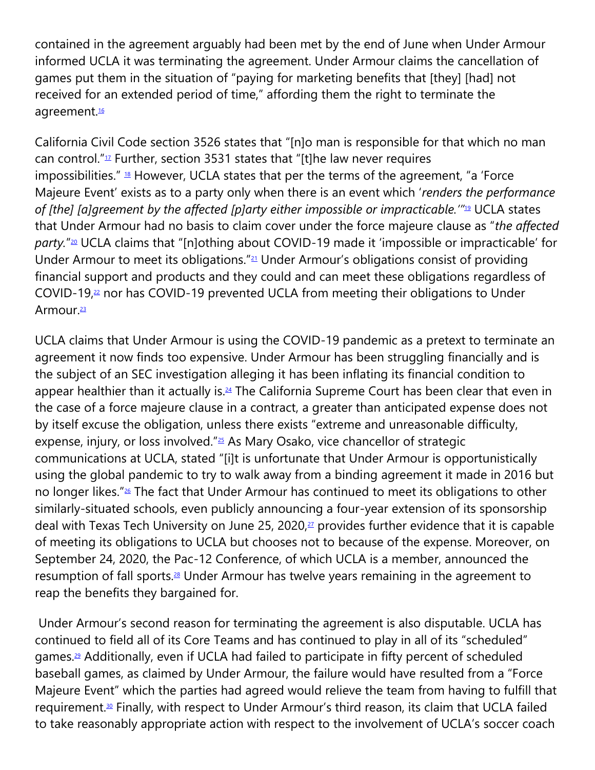contained in the agreement arguably had been met by the end of June when Under Armour informed UCLA it was terminating the agreement. Under Armour claims the cancellation of games put them in the situation of "paying for marketing benefits that [they] [had] not received for an extended period of time," affording them the right to terminate the agreement.[16]

California Civil Code section 3526 states that "[n]o man is responsible for that which no man can control."[17] Further, section 3531 states that "[t]he law never requires impossibilities." [18] However, UCLA states that per the terms of the agreement, "a 'Force Majeure Event' exists as to a party only when there is an event which '*renders the performance of [the] [a]greement by the affected [p]arty either impossible or impracticable.*'"[19] UCLA states that Under Armour had no basis to claim cover under the force majeure clause as "*the affected party*."[20] UCLA claims that "[n]othing about COVID-19 made it 'impossible or impracticable' for Under Armour to meet its obligations."[21] Under Armour's obligations consist of providing financial support and products and they could and can meet these obligations regardless of COVID-19,[22] nor has COVID-19 prevented UCLA from meeting their obligations to Under Armour.[23]

UCLA claims that Under Armour is using the COVID-19 pandemic as a pretext to terminate an agreement it now finds too expensive. Under Armour has been struggling financially and is the subject of an SEC investigation alleging it has been inflating its financial condition to appear healthier than it actually is.[24] The California Supreme Court has been clear that even in the case of a force majeure clause in a contract, a greater than anticipated expense does not by itself excuse the obligation, unless there exists "extreme and unreasonable difficulty, expense, injury, or loss involved."[25] As Mary Osako, vice chancellor of strategic communications at UCLA, stated "[i]t is unfortunate that Under Armour is opportunistically using the global pandemic to try to walk away from a binding agreement it made in 2016 but no longer likes."[26] The fact that Under Armour has continued to meet its obligations to other similarly-situated schools, even publicly announcing a four-year extension of its sponsorship deal with Texas Tech University on June 25, 2020,[27] provides further evidence that it is capable of meeting its obligations to UCLA but chooses not to because of the expense. Moreover, on September 24, 2020, the Pac-12 Conference, of which UCLA is a member, announced the resumption of fall sports.[28] Under Armour has twelve years remaining in the agreement to reap the benefits they bargained for.

Under Armour's second reason for terminating the agreement is also disputable. UCLA has continued to field all of its Core Teams and has continued to play in all of its "scheduled" games.[29] Additionally, even if UCLA had failed to participate in fifty percent of scheduled baseball games, as claimed by Under Armour, the failure would have resulted from a "Force Majeure Event" which the parties had agreed would relieve the team from having to fulfill that requirement.[30] Finally, with respect to Under Armour's third reason, its claim that UCLA failed to take reasonably appropriate action with respect to the involvement of UCLA's soccer coach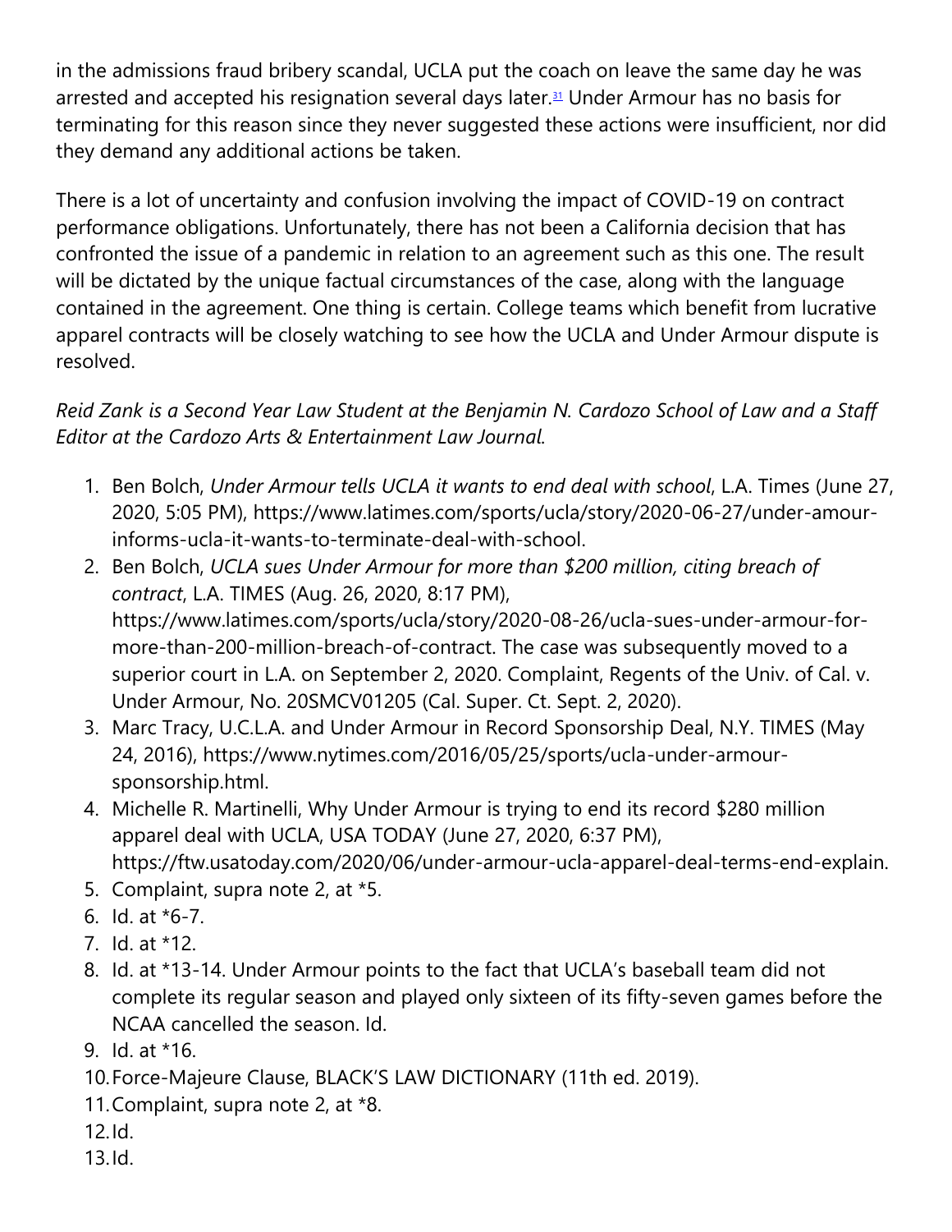in the admissions fraud bribery scandal, UCLA put the coach on leave the same day he was arrested and accepted his resignation several days later.[31] Under Armour has no basis for terminating for this reason since they never suggested these actions were insufficient, nor did they demand any additional actions be taken.

There is a lot of uncertainty and confusion involving the impact of COVID-19 on contract performance obligations. Unfortunately, there has not been a California decision that has confronted the issue of a pandemic in relation to an agreement such as this one. The result will be dictated by the unique factual circumstances of the case, along with the language contained in the agreement. One thing is certain. College teams which benefit from lucrative apparel contracts will be closely watching to see how the UCLA and Under Armour dispute is resolved.

*Reid Zank is a Second Year Law Student at the Benjamin N. Cardozo School of Law and a Staff Editor at the Cardozo Arts & Entertainment Law Journal.*

1. Ben Bolch, *Under Armour tells UCLA it wants to end deal with school*, L.A. Times (June 27, 2020, 5:05 PM), https://www.latimes.com/sports/ucla/story/2020-06-27/under-amour-informs-ucla-it-wants-to-terminate-deal-with-school.
2. Ben Bolch, *UCLA sues Under Armour for more than $200 million, citing breach of contract*, L.A. TIMES (Aug. 26, 2020, 8:17 PM), https://www.latimes.com/sports/ucla/story/2020-08-26/ucla-sues-under-armour-for-more-than-200-million-breach-of-contract. The case was subsequently moved to a superior court in L.A. on September 2, 2020. Complaint, Regents of the Univ. of Cal. v. Under Armour, No. 20SMCV01205 (Cal. Super. Ct. Sept. 2, 2020).
3. Marc Tracy, U.C.L.A. and Under Armour in Record Sponsorship Deal, N.Y. TIMES (May 24, 2016), https://www.nytimes.com/2016/05/25/sports/ucla-under-armour-sponsorship.html.
4. Michelle R. Martinelli, Why Under Armour is trying to end its record $280 million apparel deal with UCLA, USA TODAY (June 27, 2020, 6:37 PM), https://ftw.usatoday.com/2020/06/under-armour-ucla-apparel-deal-terms-end-explain.
5. Complaint, supra note 2, at *5.
6. Id. at *6-7.
7. Id. at *12.
8. Id. at *13-14. Under Armour points to the fact that UCLA's baseball team did not complete its regular season and played only sixteen of its fifty-seven games before the NCAA cancelled the season. Id.
9. Id. at *16.
10. Force-Majeure Clause, BLACK'S LAW DICTIONARY (11th ed. 2019).
11. Complaint, supra note 2, at *8.
12. Id.
13. Id.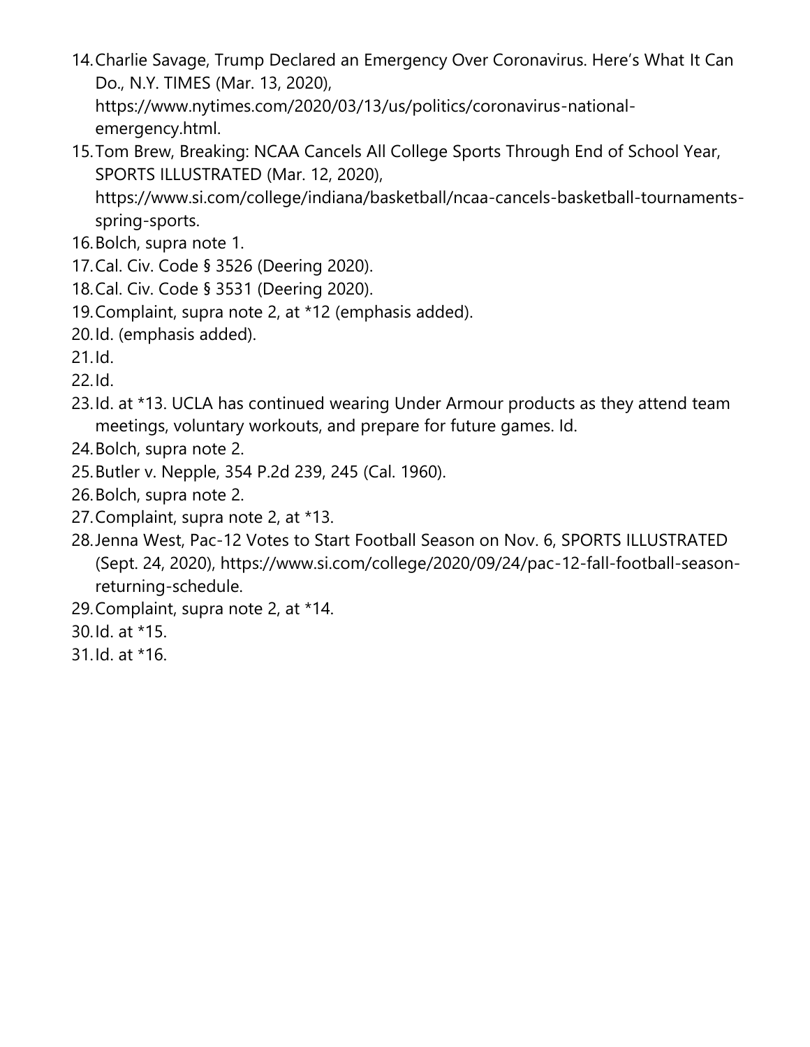14. Charlie Savage, Trump Declared an Emergency Over Coronavirus. Here's What It Can Do., N.Y. TIMES (Mar. 13, 2020), https://www.nytimes.com/2020/03/13/us/politics/coronavirus-national-emergency.html.
15. Tom Brew, Breaking: NCAA Cancels All College Sports Through End of School Year, SPORTS ILLUSTRATED (Mar. 12, 2020), https://www.si.com/college/indiana/basketball/ncaa-cancels-basketball-tournaments-spring-sports.
16. Bolch, supra note 1.
17. Cal. Civ. Code § 3526 (Deering 2020).
18. Cal. Civ. Code § 3531 (Deering 2020).
19. Complaint, supra note 2, at *12 (emphasis added).
20. Id. (emphasis added).
21. Id.
22. Id.
23. Id. at *13. UCLA has continued wearing Under Armour products as they attend team meetings, voluntary workouts, and prepare for future games. Id.
24. Bolch, supra note 2.
25. Butler v. Nepple, 354 P.2d 239, 245 (Cal. 1960).
26. Bolch, supra note 2.
27. Complaint, supra note 2, at *13.
28. Jenna West, Pac-12 Votes to Start Football Season on Nov. 6, SPORTS ILLUSTRATED (Sept. 24, 2020), https://www.si.com/college/2020/09/24/pac-12-fall-football-season-returning-schedule.
29. Complaint, supra note 2, at *14.
30. Id. at *15.
31. Id. at *16.